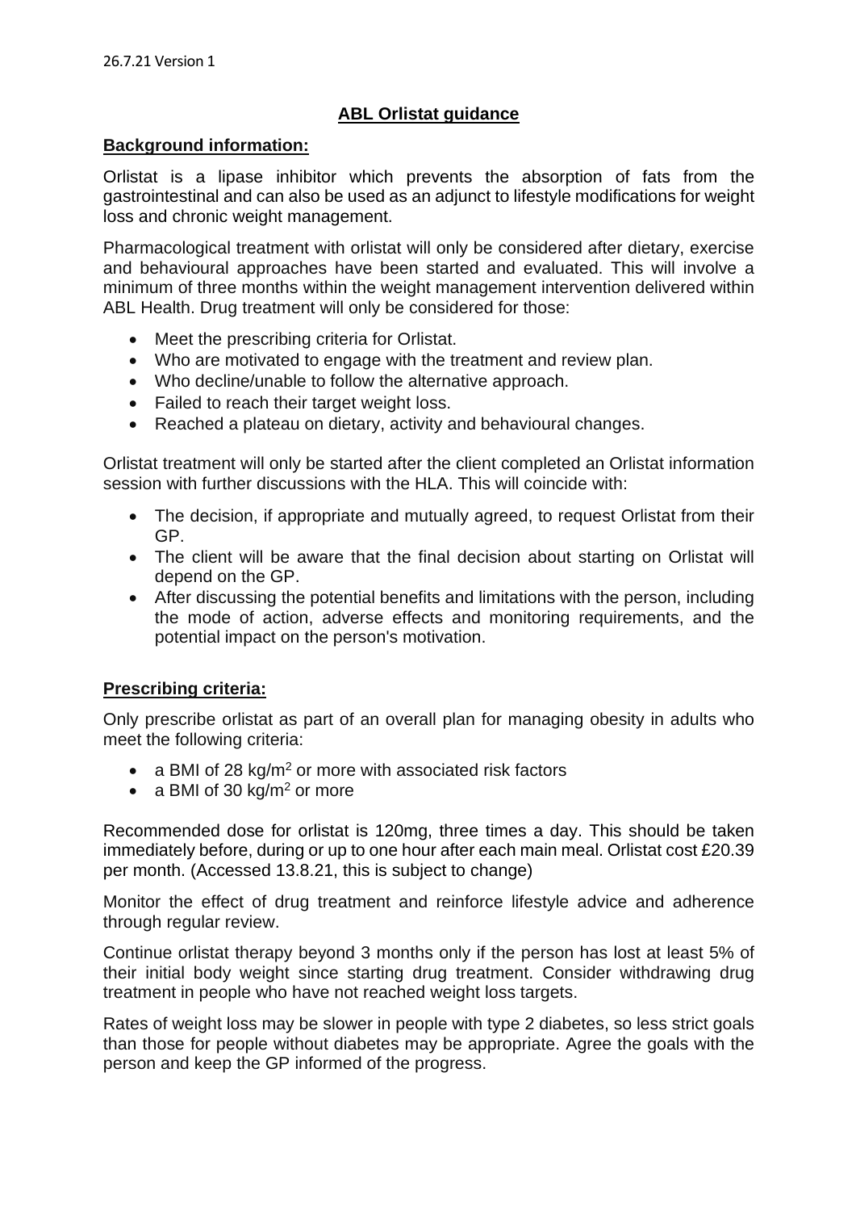26.7.21 Version 1

# ABL Orlistat guidance

## Background information:

Orlistat is a lipase inhibitor which prevents the absorption of fats from the gastrointestinal and can also be used as an adjunct to lifestyle modifications for weight loss and chronic weight management.

Pharmacological treatment with orlistat will only be considered after dietary, exercise and behavioural approaches have been started and evaluated. This will involve a minimum of three months within the weight management intervention delivered within ABL Health. Drug treatment will only be considered for those:

- Meet the prescribing criteria for Orlistat.
- Who are motivated to engage with the treatment and review plan.
- Who decline/unable to follow the alternative approach.
- Failed to reach their target weight loss.
- Reached a plateau on dietary, activity and behavioural changes.

Orlistat treatment will only be started after the client completed an Orlistat information session with further discussions with the HLA. This will coincide with:

- The decision, if appropriate and mutually agreed, to request Orlistat from their GP.
- The client will be aware that the final decision about starting on Orlistat will depend on the GP.
- After discussing the potential benefits and limitations with the person, including the mode of action, adverse effects and monitoring requirements, and the potential impact on the person's motivation.

## Prescribing criteria:

Only prescribe orlistat as part of an overall plan for managing obesity in adults who meet the following criteria:

- a BMI of 28 $kg/m^2$ or more with associated risk factors
- a BMI of 30 $kg/m^2$ or more

Recommended dose for orlistat is 120mg, three times a day. This should be taken immediately before, during or up to one hour after each main meal. Orlistat cost £20.39 per month. (Accessed 13.8.21, this is subject to change)

Monitor the effect of drug treatment and reinforce lifestyle advice and adherence through regular review.

Continue orlistat therapy beyond 3 months only if the person has lost at least 5% of their initial body weight since starting drug treatment. Consider withdrawing drug treatment in people who have not reached weight loss targets.

Rates of weight loss may be slower in people with type 2 diabetes, so less strict goals than those for people without diabetes may be appropriate. Agree the goals with the person and keep the GP informed of the progress.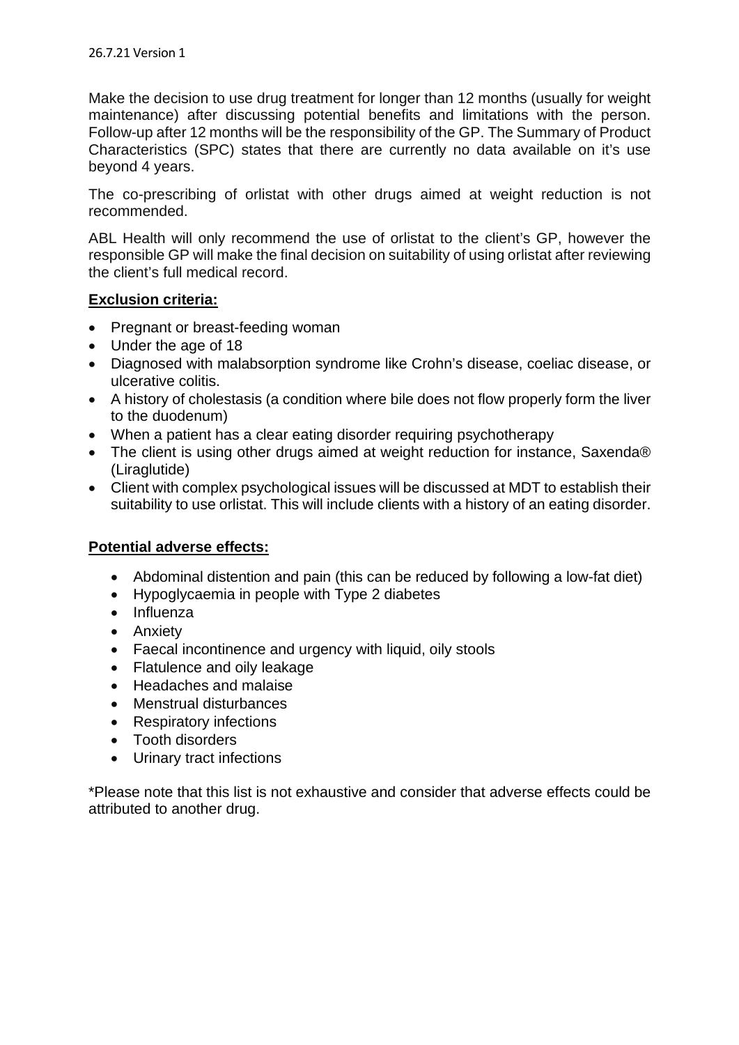Make the decision to use drug treatment for longer than 12 months (usually for weight maintenance) after discussing potential benefits and limitations with the person. Follow-up after 12 months will be the responsibility of the GP. The Summary of Product Characteristics (SPC) states that there are currently no data available on it's use beyond 4 years.

The co-prescribing of orlistat with other drugs aimed at weight reduction is not recommended.

ABL Health will only recommend the use of orlistat to the client's GP, however the responsible GP will make the final decision on suitability of using orlistat after reviewing the client's full medical record.

**Exclusion criteria:**

- Pregnant or breast-feeding woman
- Under the age of 18
- Diagnosed with malabsorption syndrome like Crohn's disease, coeliac disease, or ulcerative colitis.
- A history of cholestasis (a condition where bile does not flow properly form the liver to the duodenum)
- When a patient has a clear eating disorder requiring psychotherapy
- The client is using other drugs aimed at weight reduction for instance, Saxenda® (Liraglutide)
- Client with complex psychological issues will be discussed at MDT to establish their suitability to use orlistat. This will include clients with a history of an eating disorder.

**Potential adverse effects:**

- Abdominal distention and pain (this can be reduced by following a low-fat diet)
- Hypoglycaemia in people with Type 2 diabetes
- Influenza
- Anxiety
- Faecal incontinence and urgency with liquid, oily stools
- Flatulence and oily leakage
- Headaches and malaise
- Menstrual disturbances
- Respiratory infections
- Tooth disorders
- Urinary tract infections

*Please note that this list is not exhaustive and consider that adverse effects could be attributed to another drug.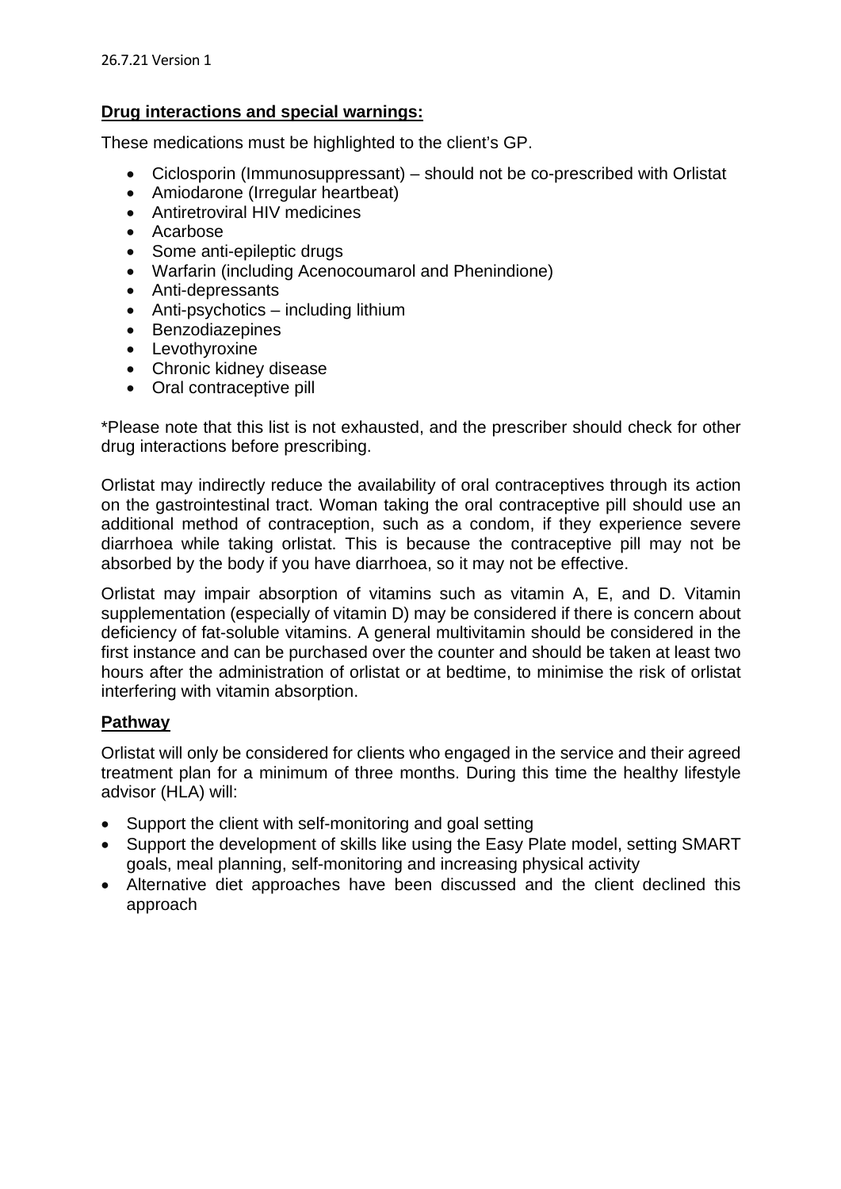**Drug interactions and special warnings:**

These medications must be highlighted to the client's GP.

- Ciclosporin (Immunosuppressant) – should not be co-prescribed with Orlistat
- Amiodarone (Irregular heartbeat)
- Antiretroviral HIV medicines
- Acarbose
- Some anti-epileptic drugs
- Warfarin (including Acenocoumarol and Phenindione)
- Anti-depressants
- Anti-psychotics – including lithium
- Benzodiazepines
- Levothyroxine
- Chronic kidney disease
- Oral contraceptive pill

*Please note that this list is not exhausted, and the prescriber should check for other drug interactions before prescribing.

Orlistat may indirectly reduce the availability of oral contraceptives through its action on the gastrointestinal tract. Woman taking the oral contraceptive pill should use an additional method of contraception, such as a condom, if they experience severe diarrhoea while taking orlistat. This is because the contraceptive pill may not be absorbed by the body if you have diarrhoea, so it may not be effective.

Orlistat may impair absorption of vitamins such as vitamin A, E, and D. Vitamin supplementation (especially of vitamin D) may be considered if there is concern about deficiency of fat-soluble vitamins. A general multivitamin should be considered in the first instance and can be purchased over the counter and should be taken at least two hours after the administration of orlistat or at bedtime, to minimise the risk of orlistat interfering with vitamin absorption.

**Pathway**

Orlistat will only be considered for clients who engaged in the service and their agreed treatment plan for a minimum of three months. During this time the healthy lifestyle advisor (HLA) will:

- Support the client with self-monitoring and goal setting
- Support the development of skills like using the Easy Plate model, setting SMART goals, meal planning, self-monitoring and increasing physical activity
- Alternative diet approaches have been discussed and the client declined this approach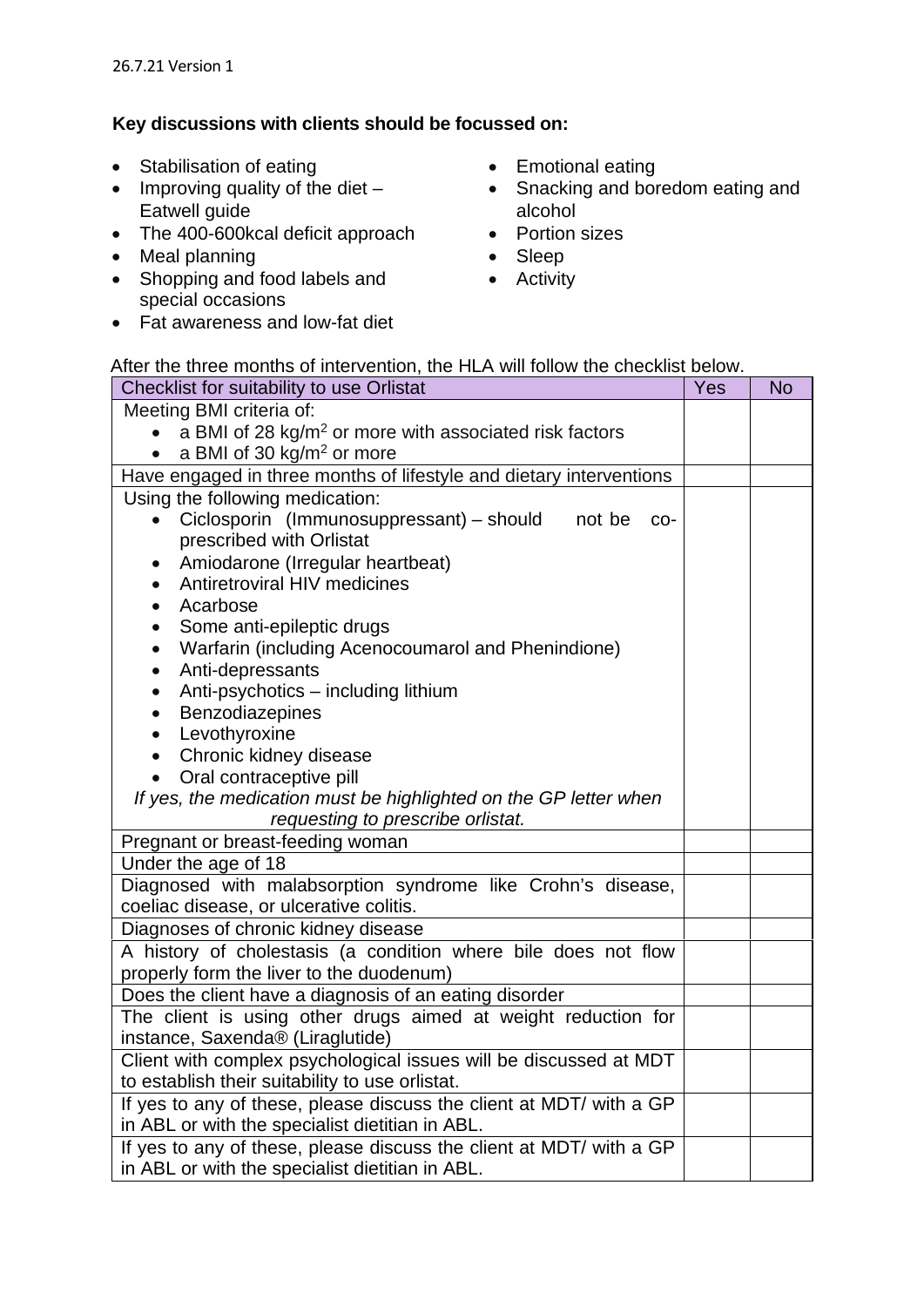**Key discussions with clients should be focussed on:**

- Stabilisation of eating
- Improving quality of the diet – Eatwell guide
- The 400-600kcal deficit approach
- Meal planning
- Shopping and food labels and special occasions
- Fat awareness and low-fat diet
- Emotional eating
- Snacking and boredom eating and alcohol
- Portion sizes
- Sleep
- Activity

After the three months of intervention, the HLA will follow the checklist below.

| Checklist for suitability to use Orlistat | Yes | No |
|---|---|---|
| Meeting BMI criteria of:<br>• a BMI of 28 kg/m$^2$ or more with associated risk factors<br>• a BMI of 30 kg/m$^2$ or more | | |
| Have engaged in three months of lifestyle and dietary interventions | | |
| Using the following medication:<br>• Ciclosporin (Immunosuppressant) – should not be co-prescribed with Orlistat<br>• Amiodarone (Irregular heartbeat)<br>• Antiretroviral HIV medicines<br>• Acarbose<br>• Some anti-epileptic drugs<br>• Warfarin (including Acenocoumarol and Phenindione)<br>• Anti-depressants<br>• Anti-psychotics – including lithium<br>• Benzodiazepines<br>• Levothyroxine<br>• Chronic kidney disease<br>• Oral contraceptive pill<br>*If yes, the medication must be highlighted on the GP letter when requesting to prescribe orlistat.* | | |
| Pregnant or breast-feeding woman | | |
| Under the age of 18 | | |
| Diagnosed with malabsorption syndrome like Crohn's disease, coeliac disease, or ulcerative colitis. | | |
| Diagnoses of chronic kidney disease | | |
| A history of cholestasis (a condition where bile does not flow properly form the liver to the duodenum) | | |
| Does the client have a diagnosis of an eating disorder | | |
| The client is using other drugs aimed at weight reduction for instance, Saxenda® (Liraglutide) | | |
| Client with complex psychological issues will be discussed at MDT to establish their suitability to use orlistat. | | |
| If yes to any of these, please discuss the client at MDT/ with a GP in ABL or with the specialist dietitian in ABL. | | |
| If yes to any of these, please discuss the client at MDT/ with a GP in ABL or with the specialist dietitian in ABL. | | |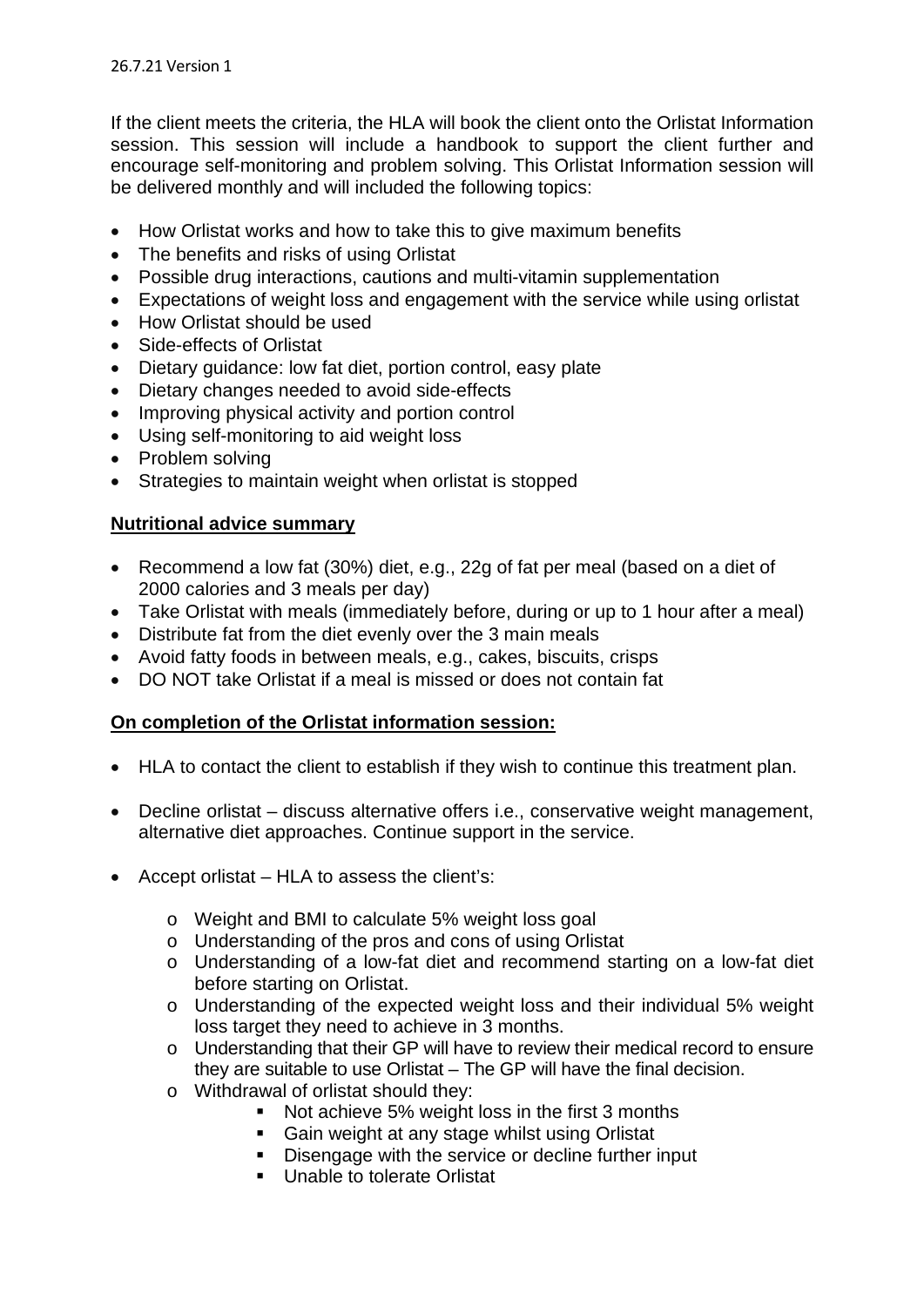If the client meets the criteria, the HLA will book the client onto the Orlistat Information session. This session will include a handbook to support the client further and encourage self-monitoring and problem solving. This Orlistat Information session will be delivered monthly and will included the following topics:

- How Orlistat works and how to take this to give maximum benefits
- The benefits and risks of using Orlistat
- Possible drug interactions, cautions and multi-vitamin supplementation
- Expectations of weight loss and engagement with the service while using orlistat
- How Orlistat should be used
- Side-effects of Orlistat
- Dietary guidance: low fat diet, portion control, easy plate
- Dietary changes needed to avoid side-effects
- Improving physical activity and portion control
- Using self-monitoring to aid weight loss
- Problem solving
- Strategies to maintain weight when orlistat is stopped

**Nutritional advice summary**

- Recommend a low fat (30%) diet, e.g., 22g of fat per meal (based on a diet of 2000 calories and 3 meals per day)
- Take Orlistat with meals (immediately before, during or up to 1 hour after a meal)
- Distribute fat from the diet evenly over the 3 main meals
- Avoid fatty foods in between meals, e.g., cakes, biscuits, crisps
- DO NOT take Orlistat if a meal is missed or does not contain fat

**On completion of the Orlistat information session:**

- HLA to contact the client to establish if they wish to continue this treatment plan.
- Decline orlistat – discuss alternative offers i.e., conservative weight management, alternative diet approaches. Continue support in the service.
- Accept orlistat – HLA to assess the client's:
  - Weight and BMI to calculate 5% weight loss goal
  - Understanding of the pros and cons of using Orlistat
  - Understanding of a low-fat diet and recommend starting on a low-fat diet before starting on Orlistat.
  - Understanding of the expected weight loss and their individual 5% weight loss target they need to achieve in 3 months.
  - Understanding that their GP will have to review their medical record to ensure they are suitable to use Orlistat – The GP will have the final decision.
  - Withdrawal of orlistat should they:
    - Not achieve 5% weight loss in the first 3 months
    - Gain weight at any stage whilst using Orlistat
    - Disengage with the service or decline further input
    - Unable to tolerate Orlistat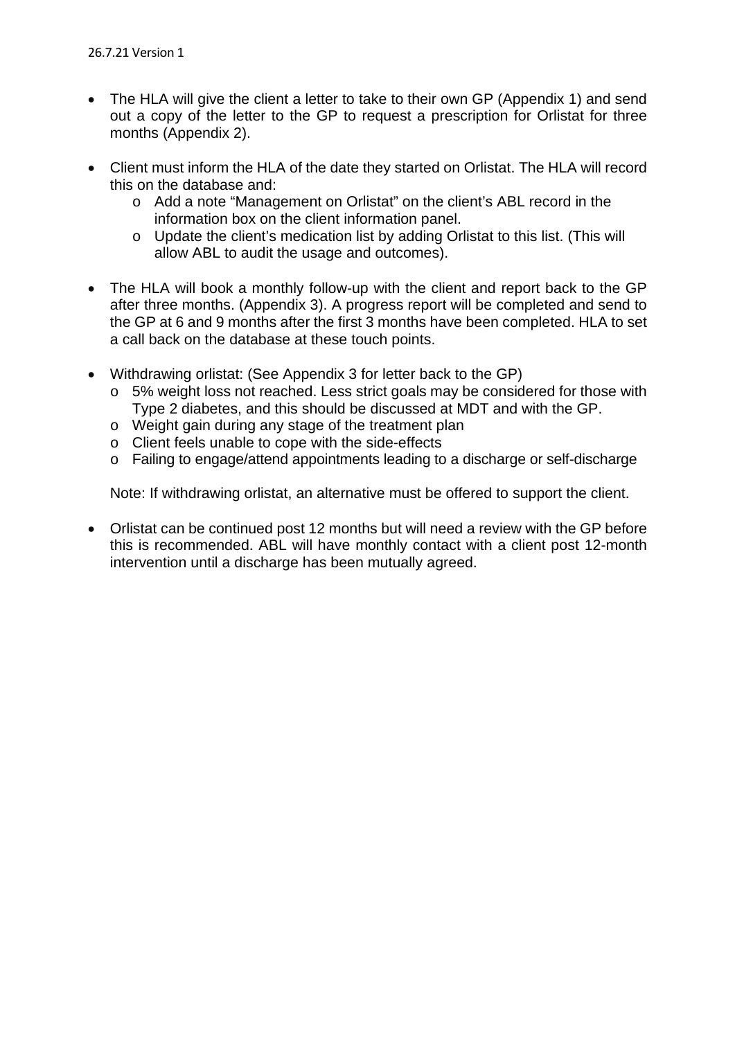- The HLA will give the client a letter to take to their own GP (Appendix 1) and send out a copy of the letter to the GP to request a prescription for Orlistat for three months (Appendix 2).

- Client must inform the HLA of the date they started on Orlistat. The HLA will record this on the database and:
  - Add a note "Management on Orlistat" on the client's ABL record in the information box on the client information panel.
  - Update the client's medication list by adding Orlistat to this list. (This will allow ABL to audit the usage and outcomes).

- The HLA will book a monthly follow-up with the client and report back to the GP after three months. (Appendix 3). A progress report will be completed and send to the GP at 6 and 9 months after the first 3 months have been completed. HLA to set a call back on the database at these touch points.

- Withdrawing orlistat: (See Appendix 3 for letter back to the GP)
  - 5% weight loss not reached. Less strict goals may be considered for those with Type 2 diabetes, and this should be discussed at MDT and with the GP.
  - Weight gain during any stage of the treatment plan
  - Client feels unable to cope with the side-effects
  - Failing to engage/attend appointments leading to a discharge or self-discharge

  Note: If withdrawing orlistat, an alternative must be offered to support the client.

- Orlistat can be continued post 12 months but will need a review with the GP before this is recommended. ABL will have monthly contact with a client post 12-month intervention until a discharge has been mutually agreed.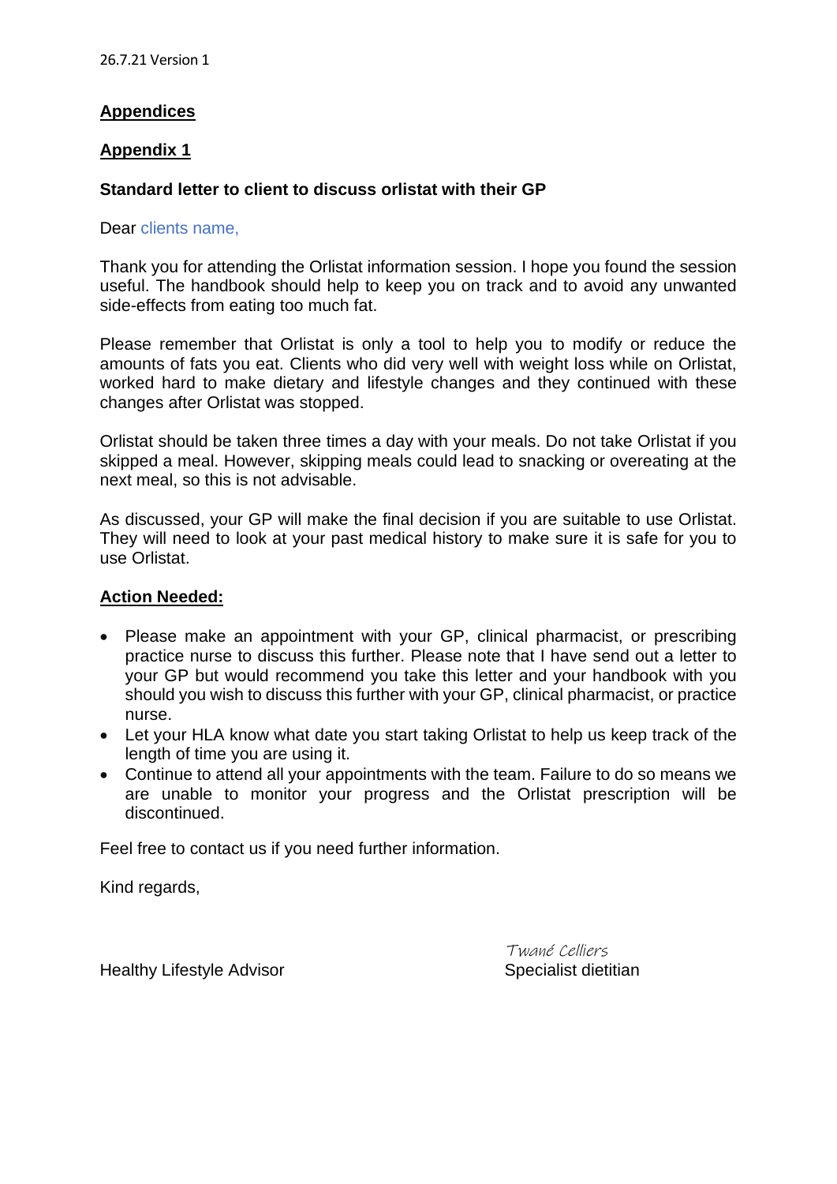## Appendices

### Appendix 1

**Standard letter to client to discuss orlistat with their GP**

Dear clients name,

Thank you for attending the Orlistat information session. I hope you found the session useful. The handbook should help to keep you on track and to avoid any unwanted side-effects from eating too much fat.

Please remember that Orlistat is only a tool to help you to modify or reduce the amounts of fats you eat. Clients who did very well with weight loss while on Orlistat, worked hard to make dietary and lifestyle changes and they continued with these changes after Orlistat was stopped.

Orlistat should be taken three times a day with your meals. Do not take Orlistat if you skipped a meal. However, skipping meals could lead to snacking or overeating at the next meal, so this is not advisable.

As discussed, your GP will make the final decision if you are suitable to use Orlistat. They will need to look at your past medical history to make sure it is safe for you to use Orlistat.

**Action Needed:**

- Please make an appointment with your GP, clinical pharmacist, or prescribing practice nurse to discuss this further. Please note that I have send out a letter to your GP but would recommend you take this letter and your handbook with you should you wish to discuss this further with your GP, clinical pharmacist, or practice nurse.
- Let your HLA know what date you start taking Orlistat to help us keep track of the length of time you are using it.
- Continue to attend all your appointments with the team. Failure to do so means we are unable to monitor your progress and the Orlistat prescription will be discontinued.

Feel free to contact us if you need further information.

Kind regards,

Healthy Lifestyle Advisor

Twané Celliers
Specialist dietitian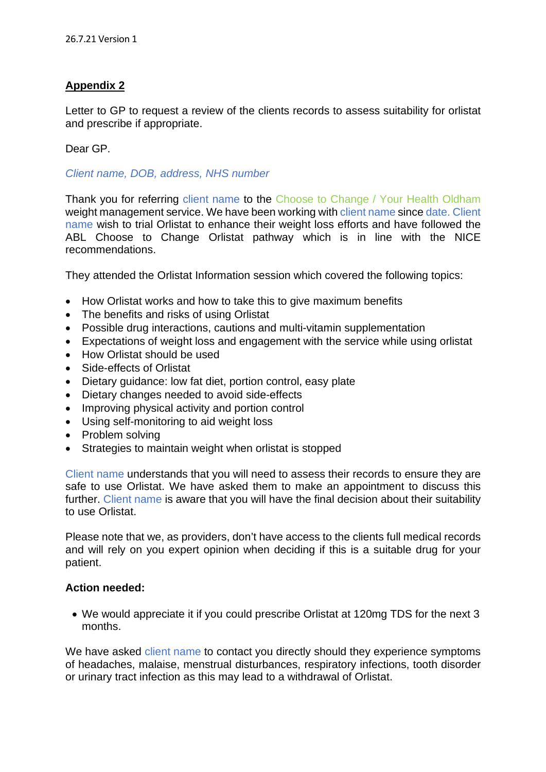26.7.21 Version 1

## Appendix 2

Letter to GP to request a review of the clients records to assess suitability for orlistat and prescribe if appropriate.

Dear GP.

*Client name, DOB, address, NHS number*

Thank you for referring client name to the Choose to Change / Your Health Oldham weight management service. We have been working with client name since date. Client name wish to trial Orlistat to enhance their weight loss efforts and have followed the ABL Choose to Change Orlistat pathway which is in line with the NICE recommendations.

They attended the Orlistat Information session which covered the following topics:

- How Orlistat works and how to take this to give maximum benefits
- The benefits and risks of using Orlistat
- Possible drug interactions, cautions and multi-vitamin supplementation
- Expectations of weight loss and engagement with the service while using orlistat
- How Orlistat should be used
- Side-effects of Orlistat
- Dietary guidance: low fat diet, portion control, easy plate
- Dietary changes needed to avoid side-effects
- Improving physical activity and portion control
- Using self-monitoring to aid weight loss
- Problem solving
- Strategies to maintain weight when orlistat is stopped

Client name understands that you will need to assess their records to ensure they are safe to use Orlistat. We have asked them to make an appointment to discuss this further. Client name is aware that you will have the final decision about their suitability to use Orlistat.

Please note that we, as providers, don't have access to the clients full medical records and will rely on you expert opinion when deciding if this is a suitable drug for your patient.

**Action needed:**

- We would appreciate it if you could prescribe Orlistat at 120mg TDS for the next 3 months.

We have asked client name to contact you directly should they experience symptoms of headaches, malaise, menstrual disturbances, respiratory infections, tooth disorder or urinary tract infection as this may lead to a withdrawal of Orlistat.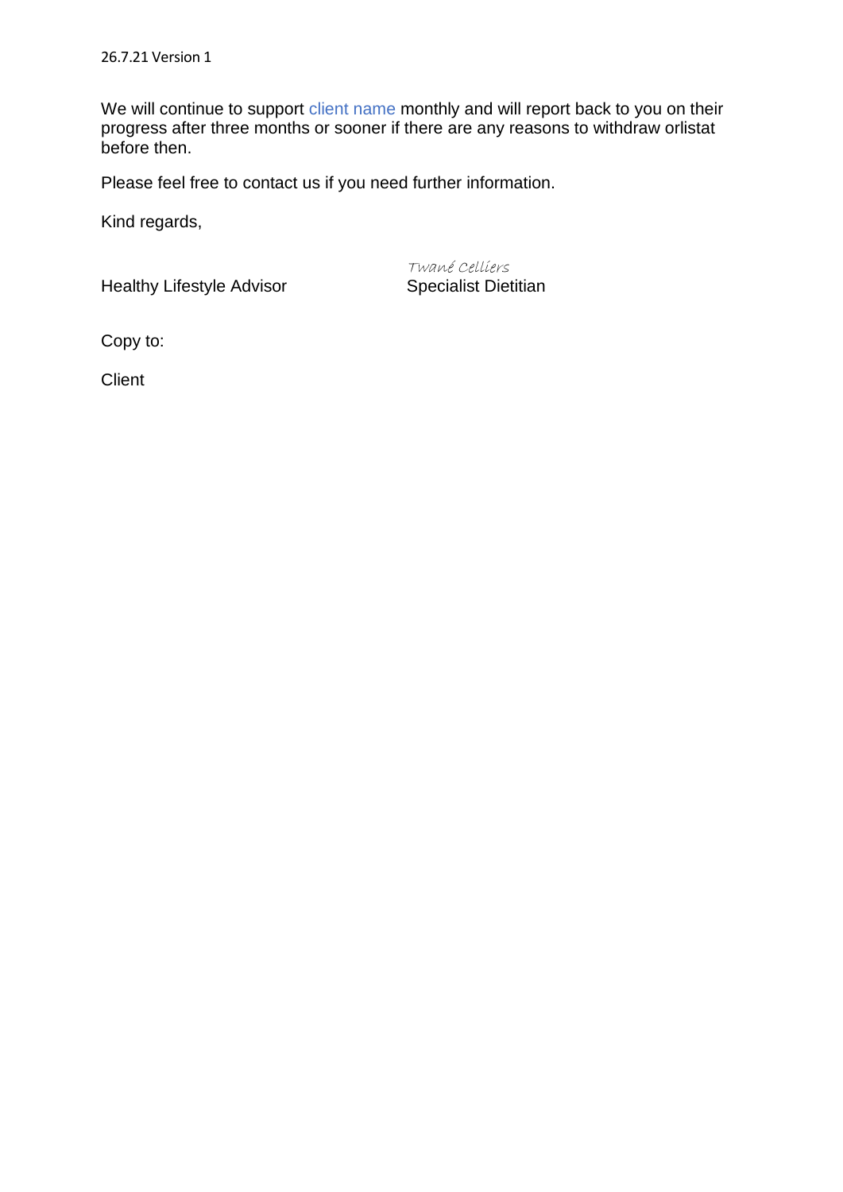We will continue to support client name monthly and will report back to you on their progress after three months or sooner if there are any reasons to withdraw orlistat before then.

Please feel free to contact us if you need further information.

Kind regards,

| Healthy Lifestyle Advisor | *Twané Celliers*<br>Specialist Dietitian |
|---|---|

Copy to:

Client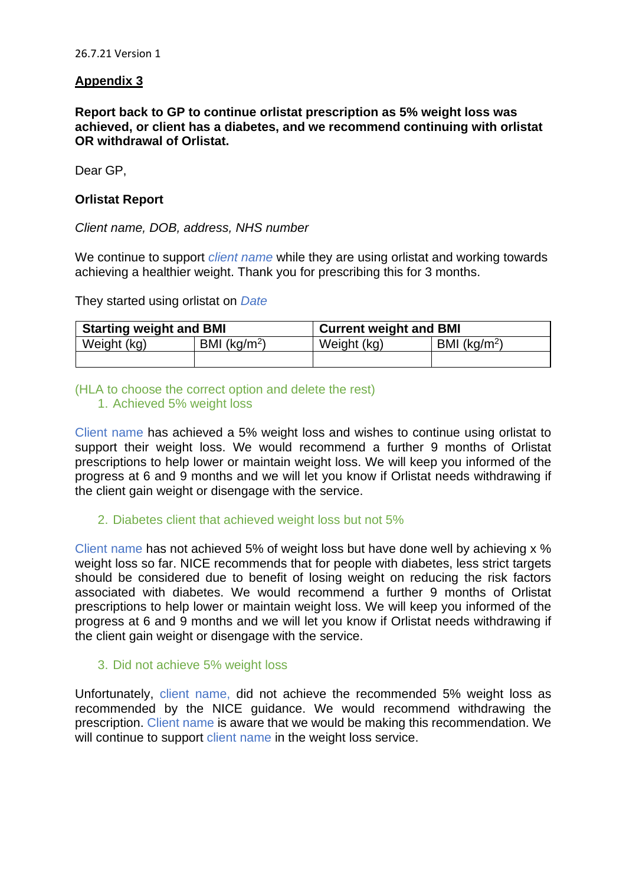26.7.21 Version 1

**Appendix 3**

**Report back to GP to continue orlistat prescription as 5% weight loss was achieved, or client has a diabetes, and we recommend continuing with orlistat OR withdrawal of Orlistat.**

Dear GP,

**Orlistat Report**

*Client name, DOB, address, NHS number*

We continue to support *client name* while they are using orlistat and working towards achieving a healthier weight. Thank you for prescribing this for 3 months.

They started using orlistat on *Date*

| **Starting weight and BMI** | | **Current weight and BMI** | |
|---|---|---|---|
| Weight (kg) | BMI (kg/m$^2$) | Weight (kg) | BMI (kg/m$^2$) |
| | | | |

(HLA to choose the correct option and delete the rest)

1. Achieved 5% weight loss

Client name has achieved a 5% weight loss and wishes to continue using orlistat to support their weight loss. We would recommend a further 9 months of Orlistat prescriptions to help lower or maintain weight loss. We will keep you informed of the progress at 6 and 9 months and we will let you know if Orlistat needs withdrawing if the client gain weight or disengage with the service.

2. Diabetes client that achieved weight loss but not 5%

Client name has not achieved 5% of weight loss but have done well by achieving x % weight loss so far. NICE recommends that for people with diabetes, less strict targets should be considered due to benefit of losing weight on reducing the risk factors associated with diabetes. We would recommend a further 9 months of Orlistat prescriptions to help lower or maintain weight loss. We will keep you informed of the progress at 6 and 9 months and we will let you know if Orlistat needs withdrawing if the client gain weight or disengage with the service.

3. Did not achieve 5% weight loss

Unfortunately, client name, did not achieve the recommended 5% weight loss as recommended by the NICE guidance. We would recommend withdrawing the prescription. Client name is aware that we would be making this recommendation. We will continue to support client name in the weight loss service.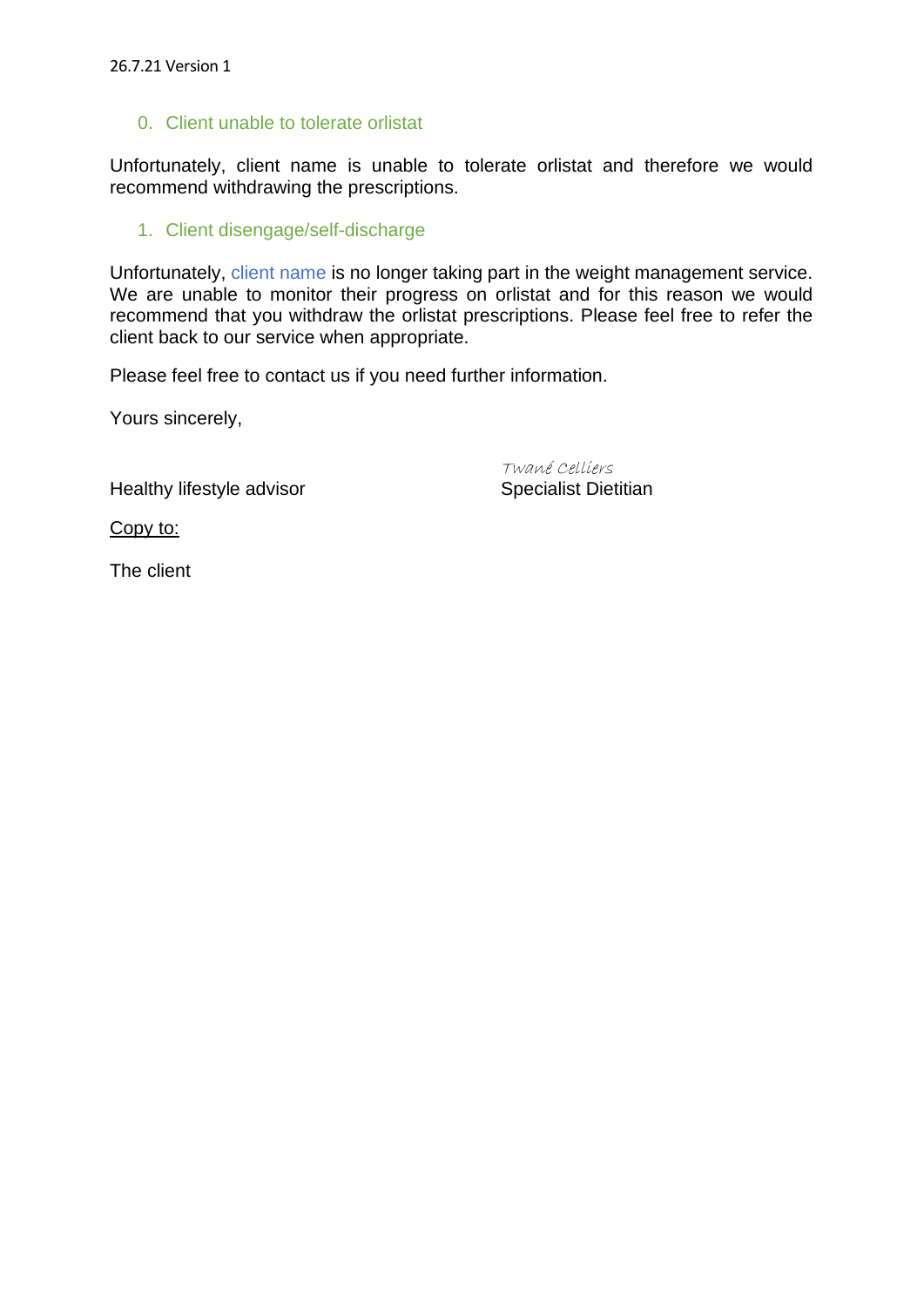26.7.21 Version 1

0. Client unable to tolerate orlistat

Unfortunately, client name is unable to tolerate orlistat and therefore we would recommend withdrawing the prescriptions.

1. Client disengage/self-discharge

Unfortunately, client name is no longer taking part in the weight management service. We are unable to monitor their progress on orlistat and for this reason we would recommend that you withdraw the orlistat prescriptions. Please feel free to refer the client back to our service when appropriate.

Please feel free to contact us if you need further information.

Yours sincerely,

Twané Celliers

Healthy lifestyle advisor

Specialist Dietitian

Copy to:

The client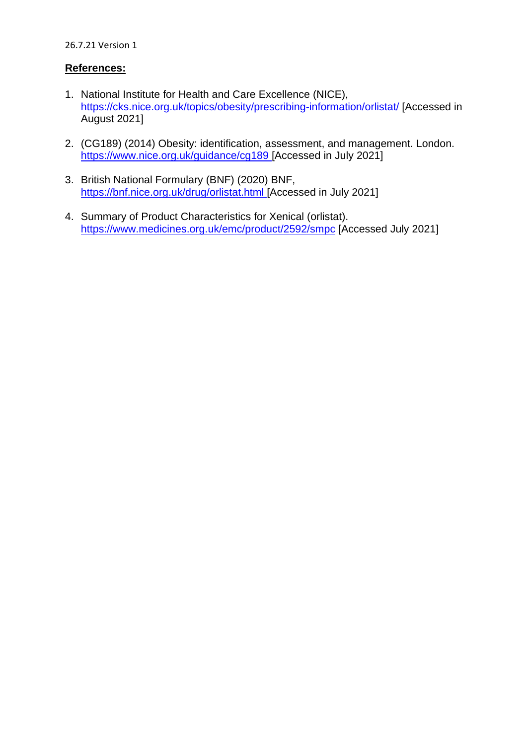26.7.21 Version 1

**References:**

1. National Institute for Health and Care Excellence (NICE), https://cks.nice.org.uk/topics/obesity/prescribing-information/orlistat/ [Accessed in August 2021]

2. (CG189) (2014) Obesity: identification, assessment, and management. London. https://www.nice.org.uk/guidance/cg189 [Accessed in July 2021]

3. British National Formulary (BNF) (2020) BNF, https://bnf.nice.org.uk/drug/orlistat.html [Accessed in July 2021]

4. Summary of Product Characteristics for Xenical (orlistat). https://www.medicines.org.uk/emc/product/2592/smpc [Accessed July 2021]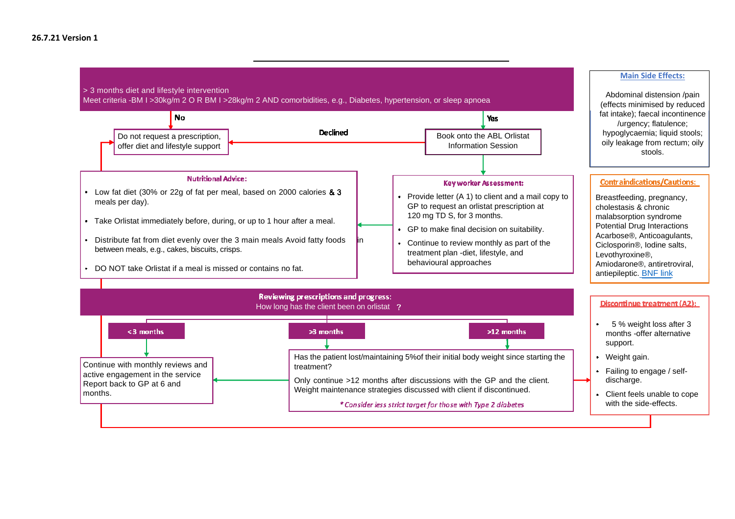**26.7.21 Version 1**

> 3 months diet and lifestyle intervention
Meet criteria -BM I >30kg/m 2 O R BM I >28kg/m 2 AND comorbidities, e.g., Diabetes, hypertension, or sleep apnoea

No

Yes

Do not request a prescription, offer diet and lifestyle support

Declined

Book onto the ABL Orlistat Information Session

**Nutritional Advice:**

- Low fat diet (30% or 22g of fat per meal, based on 2000 calories & 3 meals per day).
- Take Orlistat immediately before, during, or up to 1 hour after a meal.
- Distribute fat from diet evenly over the 3 main meals Avoid fatty foods in between meals, e.g., cakes, biscuits, crisps.
- DO NOT take Orlistat if a meal is missed or contains no fat.

**Key worker Assessment:**

- Provide letter (A 1) to client and a mail copy to GP to request an orlistat prescription at 120 mg TD S, for 3 months.
- GP to make final decision on suitability.
- Continue to review monthly as part of the treatment plan -diet, lifestyle, and behavioural approaches

**Main Side Effects:**

Abdominal distension /pain (effects minimised by reduced fat intake); faecal incontinence /urgency; flatulence; hypoglycaemia; liquid stools; oily leakage from rectum; oily stools.

**Contraindications/Cautions:**

Breastfeeding, pregnancy, cholestasis & chronic malabsorption syndrome Potential Drug Interactions Acarbose®, Anticoagulants, Ciclosporin®, Iodine salts, Levothyroxine®, Amiodarone®, antiretroviral, antiepileptic. BNF link

**Reviewing prescriptions and progress:**
How long has the client been on orlistat ?

<3 months

>3 months

>12 months

Continue with monthly reviews and active engagement in the service Report back to GP at 6 and months.

Has the patient lost/maintaining 5%of their initial body weight since starting the treatment?

Only continue >12 months after discussions with the GP and the client. Weight maintenance strategies discussed with client if discontinued.

*\* Consider less strict target for those with Type 2 diabetes*

**Discontinue treatment (A2):**

- 5 % weight loss after 3 months -offer alternative support.
- Weight gain.
- Failing to engage / self-discharge.
- Client feels unable to cope with the side-effects.